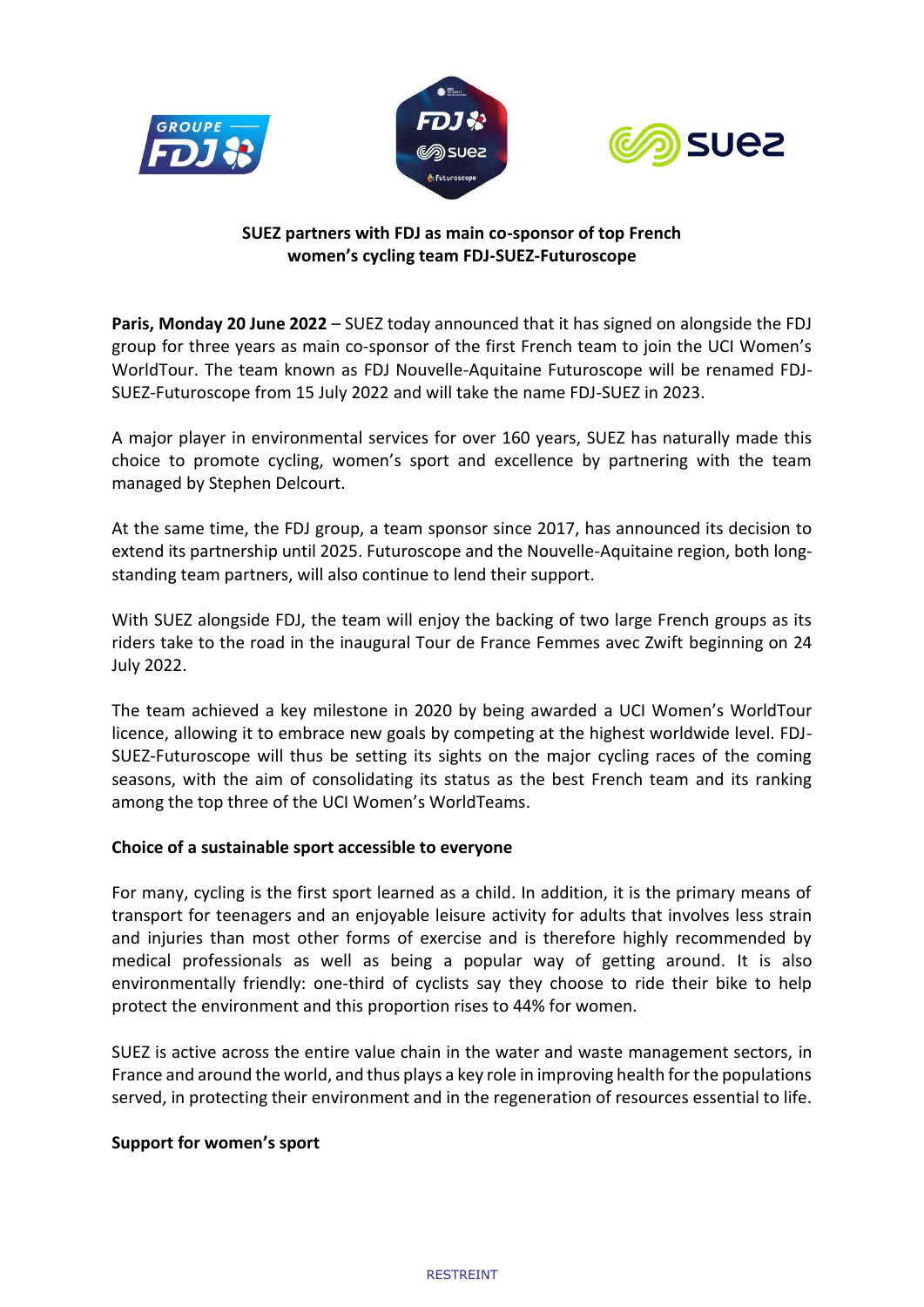**SUEZ partners with FDJ as main co-sponsor of top French women's cycling team FDJ-SUEZ-Futuroscope**

**Paris, Monday 20 June 2022** – SUEZ today announced that it has signed on alongside the FDJ group for three years as main co-sponsor of the first French team to join the UCI Women's WorldTour. The team known as FDJ Nouvelle-Aquitaine Futuroscope will be renamed FDJ-SUEZ-Futuroscope from 15 July 2022 and will take the name FDJ-SUEZ in 2023.

A major player in environmental services for over 160 years, SUEZ has naturally made this choice to promote cycling, women's sport and excellence by partnering with the team managed by Stephen Delcourt.

At the same time, the FDJ group, a team sponsor since 2017, has announced its decision to extend its partnership until 2025. Futuroscope and the Nouvelle-Aquitaine region, both long-standing team partners, will also continue to lend their support.

With SUEZ alongside FDJ, the team will enjoy the backing of two large French groups as its riders take to the road in the inaugural Tour de France Femmes avec Zwift beginning on 24 July 2022.

The team achieved a key milestone in 2020 by being awarded a UCI Women's WorldTour licence, allowing it to embrace new goals by competing at the highest worldwide level. FDJ-SUEZ-Futuroscope will thus be setting its sights on the major cycling races of the coming seasons, with the aim of consolidating its status as the best French team and its ranking among the top three of the UCI Women's WorldTeams.

**Choice of a sustainable sport accessible to everyone**

For many, cycling is the first sport learned as a child. In addition, it is the primary means of transport for teenagers and an enjoyable leisure activity for adults that involves less strain and injuries than most other forms of exercise and is therefore highly recommended by medical professionals as well as being a popular way of getting around. It is also environmentally friendly: one-third of cyclists say they choose to ride their bike to help protect the environment and this proportion rises to 44% for women.

SUEZ is active across the entire value chain in the water and waste management sectors, in France and around the world, and thus plays a key role in improving health for the populations served, in protecting their environment and in the regeneration of resources essential to life.

**Support for women's sport**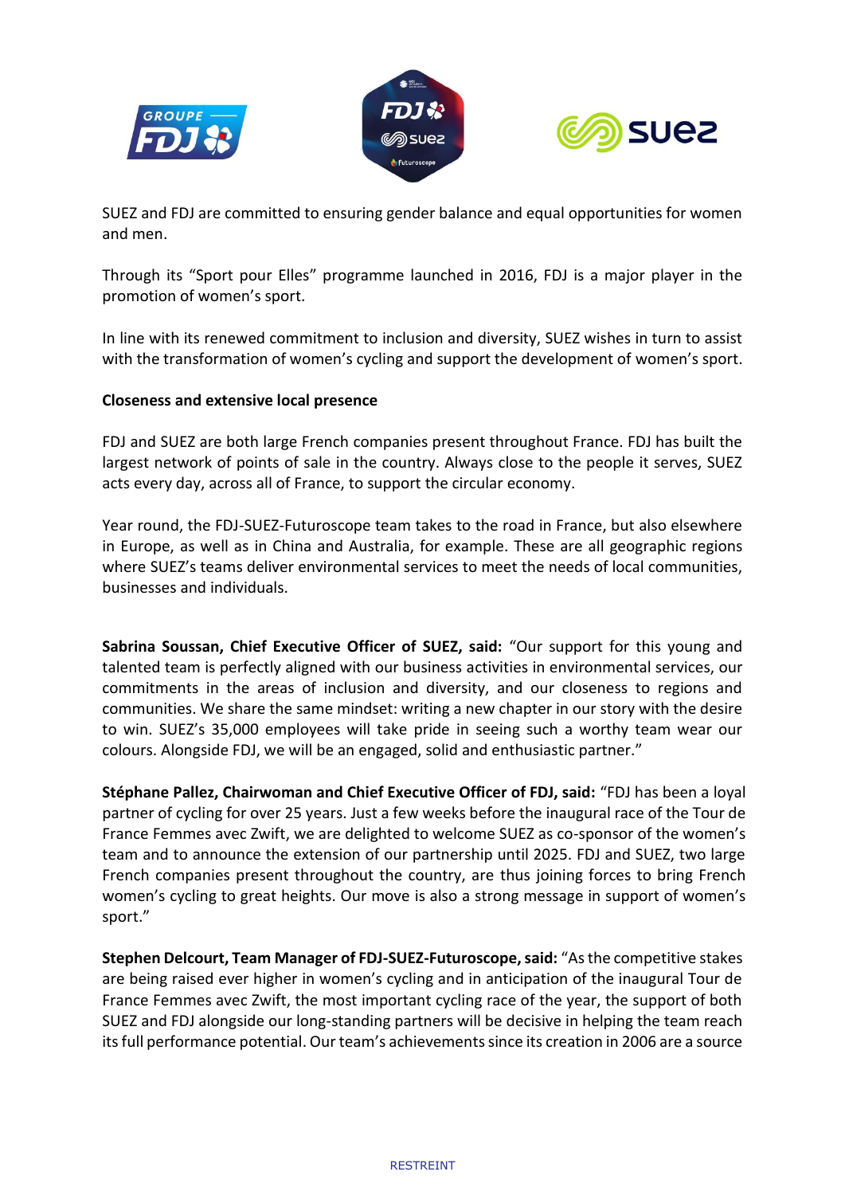SUEZ and FDJ are committed to ensuring gender balance and equal opportunities for women and men.

Through its “Sport pour Elles” programme launched in 2016, FDJ is a major player in the promotion of women’s sport.

In line with its renewed commitment to inclusion and diversity, SUEZ wishes in turn to assist with the transformation of women’s cycling and support the development of women’s sport.

**Closeness and extensive local presence**

FDJ and SUEZ are both large French companies present throughout France. FDJ has built the largest network of points of sale in the country. Always close to the people it serves, SUEZ acts every day, across all of France, to support the circular economy.

Year round, the FDJ-SUEZ-Futuroscope team takes to the road in France, but also elsewhere in Europe, as well as in China and Australia, for example. These are all geographic regions where SUEZ’s teams deliver environmental services to meet the needs of local communities, businesses and individuals.

**Sabrina Soussan, Chief Executive Officer of SUEZ, said:** “Our support for this young and talented team is perfectly aligned with our business activities in environmental services, our commitments in the areas of inclusion and diversity, and our closeness to regions and communities. We share the same mindset: writing a new chapter in our story with the desire to win. SUEZ’s 35,000 employees will take pride in seeing such a worthy team wear our colours. Alongside FDJ, we will be an engaged, solid and enthusiastic partner.”

**Stéphane Pallez, Chairwoman and Chief Executive Officer of FDJ, said:** “FDJ has been a loyal partner of cycling for over 25 years. Just a few weeks before the inaugural race of the Tour de France Femmes avec Zwift, we are delighted to welcome SUEZ as co-sponsor of the women’s team and to announce the extension of our partnership until 2025. FDJ and SUEZ, two large French companies present throughout the country, are thus joining forces to bring French women’s cycling to great heights. Our move is also a strong message in support of women’s sport.”

**Stephen Delcourt, Team Manager of FDJ-SUEZ-Futuroscope, said:** “As the competitive stakes are being raised ever higher in women’s cycling and in anticipation of the inaugural Tour de France Femmes avec Zwift, the most important cycling race of the year, the support of both SUEZ and FDJ alongside our long-standing partners will be decisive in helping the team reach its full performance potential. Our team’s achievements since its creation in 2006 are a source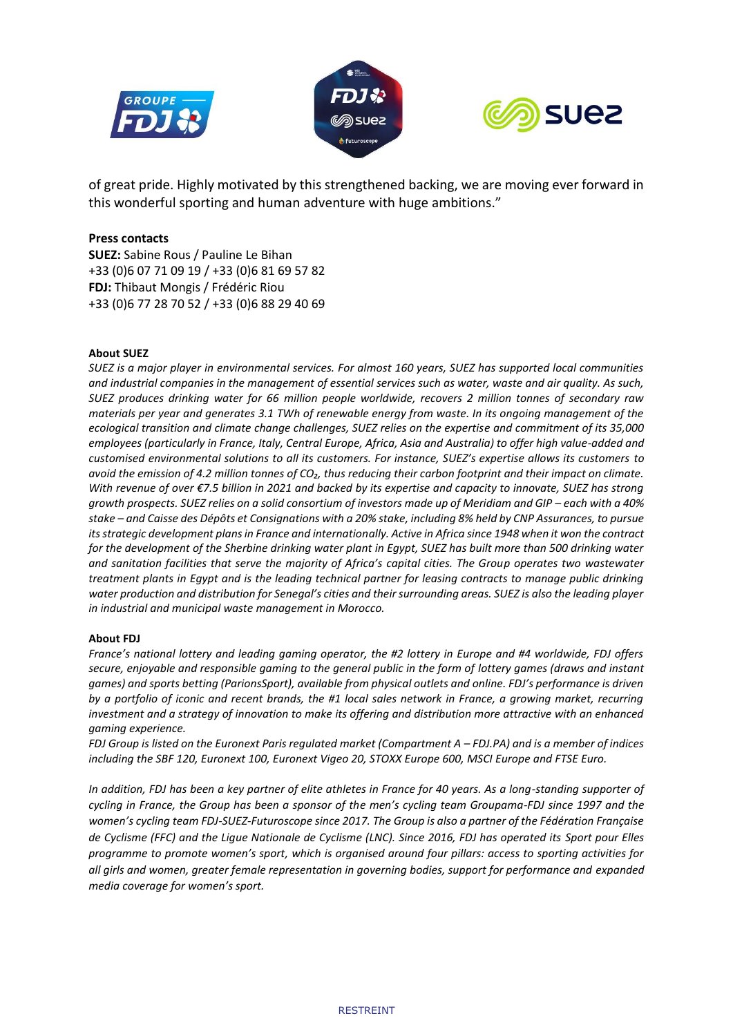of great pride. Highly motivated by this strengthened backing, we are moving ever forward in this wonderful sporting and human adventure with huge ambitions."

**Press contacts**
**SUEZ:** Sabine Rous / Pauline Le Bihan
+33 (0)6 07 71 09 19 / +33 (0)6 81 69 57 82
**FDJ:** Thibaut Mongis / Frédéric Riou
+33 (0)6 77 28 70 52 / +33 (0)6 88 29 40 69

**About SUEZ**

*SUEZ is a major player in environmental services. For almost 160 years, SUEZ has supported local communities and industrial companies in the management of essential services such as water, waste and air quality. As such, SUEZ produces drinking water for 66 million people worldwide, recovers 2 million tonnes of secondary raw materials per year and generates 3.1 TWh of renewable energy from waste. In its ongoing management of the ecological transition and climate change challenges, SUEZ relies on the expertise and commitment of its 35,000 employees (particularly in France, Italy, Central Europe, Africa, Asia and Australia) to offer high value-added and customised environmental solutions to all its customers. For instance, SUEZ's expertise allows its customers to avoid the emission of 4.2 million tonnes of $CO_2$, thus reducing their carbon footprint and their impact on climate. With revenue of over €7.5 billion in 2021 and backed by its expertise and capacity to innovate, SUEZ has strong growth prospects. SUEZ relies on a solid consortium of investors made up of Meridiam and GIP – each with a 40% stake – and Caisse des Dépôts et Consignations with a 20% stake, including 8% held by CNP Assurances, to pursue its strategic development plans in France and internationally. Active in Africa since 1948 when it won the contract for the development of the Sherbine drinking water plant in Egypt, SUEZ has built more than 500 drinking water and sanitation facilities that serve the majority of Africa's capital cities. The Group operates two wastewater treatment plants in Egypt and is the leading technical partner for leasing contracts to manage public drinking water production and distribution for Senegal's cities and their surrounding areas. SUEZ is also the leading player in industrial and municipal waste management in Morocco.*

**About FDJ**

*France's national lottery and leading gaming operator, the #2 lottery in Europe and #4 worldwide, FDJ offers secure, enjoyable and responsible gaming to the general public in the form of lottery games (draws and instant games) and sports betting (ParionsSport), available from physical outlets and online. FDJ's performance is driven by a portfolio of iconic and recent brands, the #1 local sales network in France, a growing market, recurring investment and a strategy of innovation to make its offering and distribution more attractive with an enhanced gaming experience.*

*FDJ Group is listed on the Euronext Paris regulated market (Compartment A – FDJ.PA) and is a member of indices including the SBF 120, Euronext 100, Euronext Vigeo 20, STOXX Europe 600, MSCI Europe and FTSE Euro.*

*In addition, FDJ has been a key partner of elite athletes in France for 40 years. As a long-standing supporter of cycling in France, the Group has been a sponsor of the men's cycling team Groupama-FDJ since 1997 and the women's cycling team FDJ-SUEZ-Futuroscope since 2017. The Group is also a partner of the Fédération Française de Cyclisme (FFC) and the Ligue Nationale de Cyclisme (LNC). Since 2016, FDJ has operated its Sport pour Elles programme to promote women's sport, which is organised around four pillars: access to sporting activities for all girls and women, greater female representation in governing bodies, support for performance and expanded media coverage for women's sport.*

RESTREINT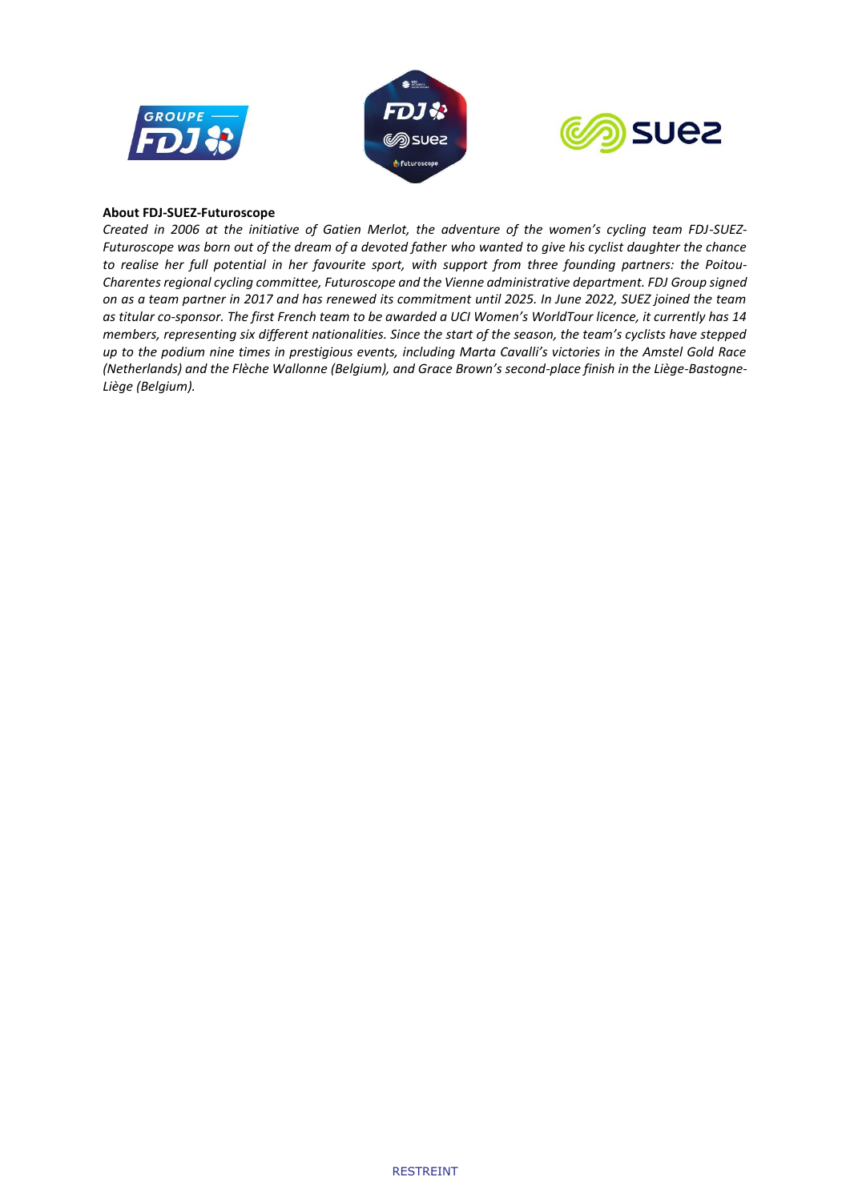**About FDJ-SUEZ-Futuroscope**

*Created in 2006 at the initiative of Gatien Merlot, the adventure of the women's cycling team FDJ-SUEZ-Futuroscope was born out of the dream of a devoted father who wanted to give his cyclist daughter the chance to realise her full potential in her favourite sport, with support from three founding partners: the Poitou-Charentes regional cycling committee, Futuroscope and the Vienne administrative department. FDJ Group signed on as a team partner in 2017 and has renewed its commitment until 2025. In June 2022, SUEZ joined the team as titular co-sponsor. The first French team to be awarded a UCI Women's WorldTour licence, it currently has 14 members, representing six different nationalities. Since the start of the season, the team's cyclists have stepped up to the podium nine times in prestigious events, including Marta Cavalli's victories in the Amstel Gold Race (Netherlands) and the Flèche Wallonne (Belgium), and Grace Brown's second-place finish in the Liège-Bastogne-Liège (Belgium).*

RESTREINT